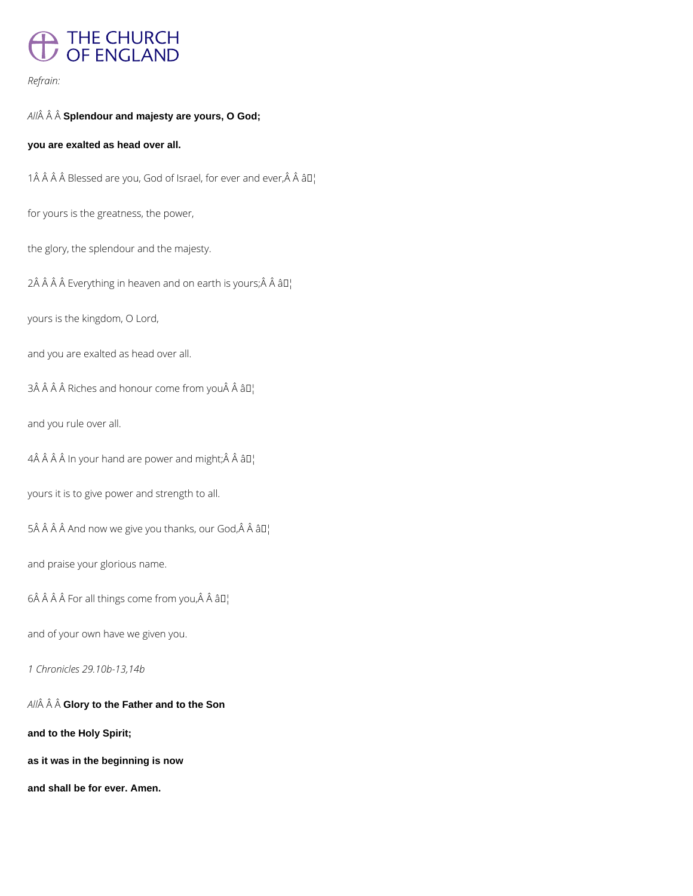*Refrain:*

*All* **Splendour and majesty are yours, O God;**

**you are exalted as head over all.**

1 Blessed are you, God of Israel, for ever and ever, ♦

for yours is the greatness, the power,

the glory, the splendour and the majesty.

2 Everything in heaven and on earth is yours; ♦

yours is the kingdom, O Lord,

and you are exalted as head over all.

3 Riches and honour come from you ♦

and you rule over all.

4 In your hand are power and might; ♦

yours it is to give power and strength to all.

5 And now we give you thanks, our God, ♦

and praise your glorious name.

6 For all things come from you, ♦

and of your own have we given you.

*1 Chronicles 29.10b-13,14b*

*All* **Glory to the Father and to the Son**

**and to the Holy Spirit;**

**as it was in the beginning is now**

**and shall be for ever. Amen.**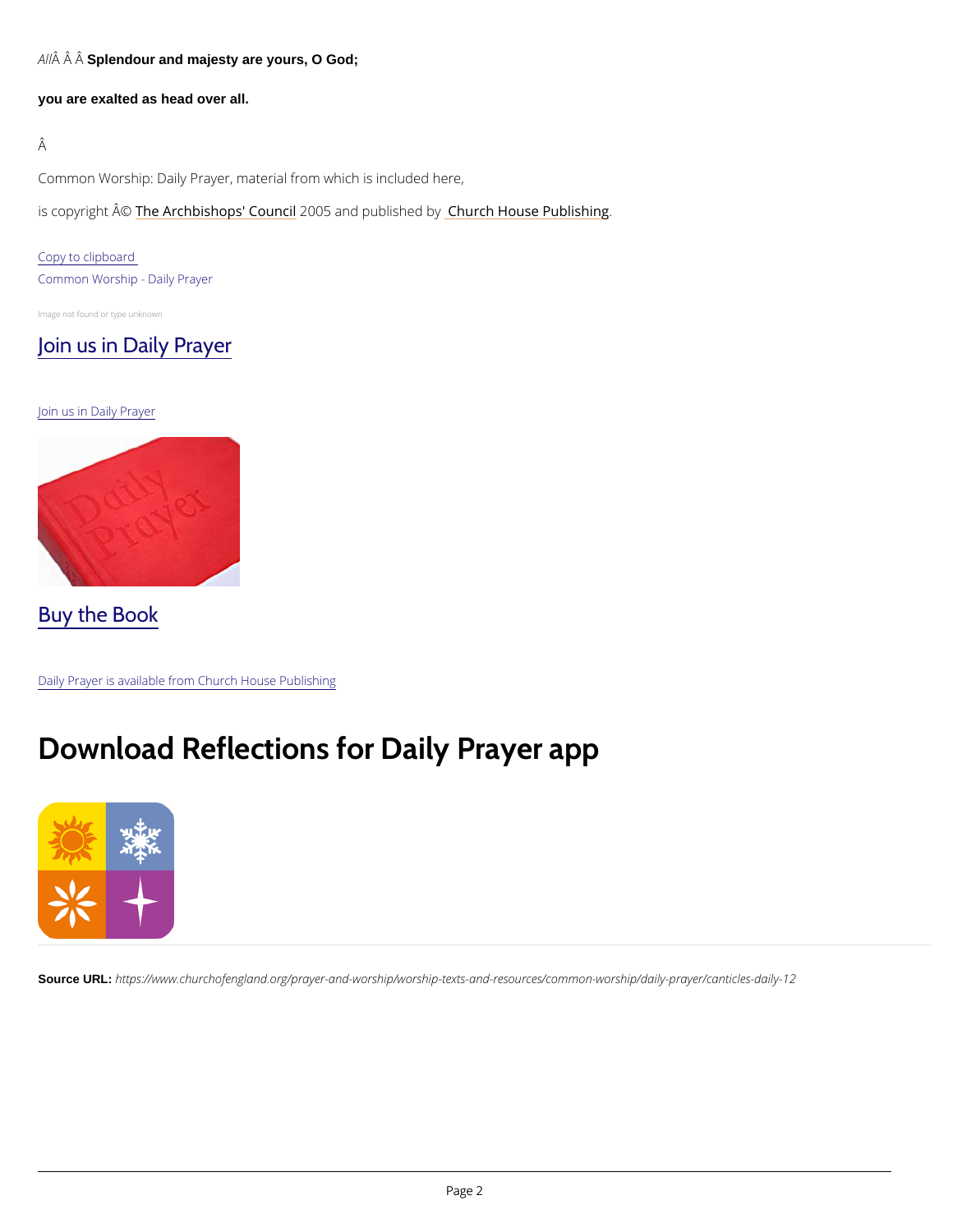*All*Â Â Â **Splendour and majesty are yours, O God;**

**you are exalted as head over all.**

Â

Common Worship: Daily Prayer, material from which is included here,

is copyright Â© The Archbishops' Council 2005 and published by Church House Publishing.

Copy to clipboard

Common Worship - Daily Prayer

Image not found or type unknown

## Join us in Daily Prayer

Join us in Daily Prayer

## Buy the Book

Daily Prayer is available from Church House Publishing

# Download Reflections for Daily Prayer app

**Source URL:** *https://www.churchofengland.org/prayer-and-worship/worship-texts-and-resources/common-worship/daily-prayer/canticles-daily-12*